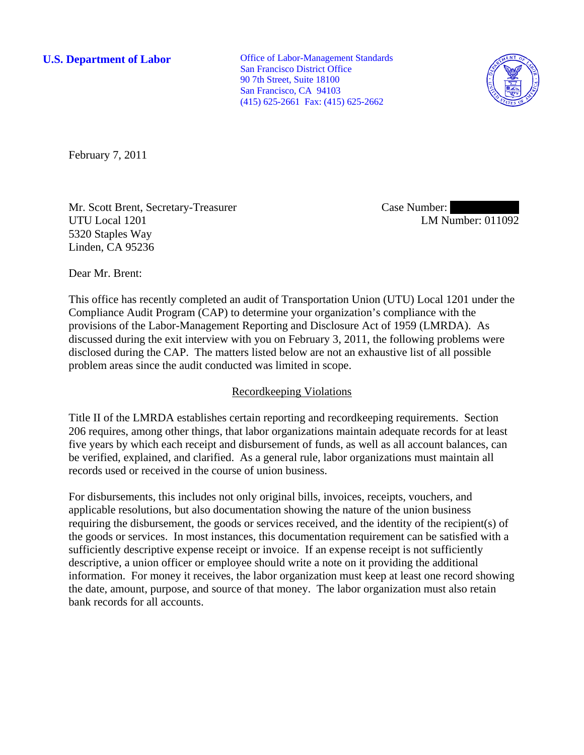**U.S. Department of Labor**

Office of Labor-Management Standards
San Francisco District Office
90 7th Street, Suite 18100
San Francisco, CA 94103
(415) 625-2661 Fax: (415) 625-2662

February 7, 2011

Mr. Scott Brent, Secretary-Treasurer
UTU Local 1201
5320 Staples Way
Linden, CA 95236

Case Number: [REDACTED]
LM Number: 011092

Dear Mr. Brent:

This office has recently completed an audit of Transportation Union (UTU) Local 1201 under the Compliance Audit Program (CAP) to determine your organization's compliance with the provisions of the Labor-Management Reporting and Disclosure Act of 1959 (LMRDA). As discussed during the exit interview with you on February 3, 2011, the following problems were disclosed during the CAP. The matters listed below are not an exhaustive list of all possible problem areas since the audit conducted was limited in scope.

## Recordkeeping Violations

Title II of the LMRDA establishes certain reporting and recordkeeping requirements. Section 206 requires, among other things, that labor organizations maintain adequate records for at least five years by which each receipt and disbursement of funds, as well as all account balances, can be verified, explained, and clarified. As a general rule, labor organizations must maintain all records used or received in the course of union business.

For disbursements, this includes not only original bills, invoices, receipts, vouchers, and applicable resolutions, but also documentation showing the nature of the union business requiring the disbursement, the goods or services received, and the identity of the recipient(s) of the goods or services. In most instances, this documentation requirement can be satisfied with a sufficiently descriptive expense receipt or invoice. If an expense receipt is not sufficiently descriptive, a union officer or employee should write a note on it providing the additional information. For money it receives, the labor organization must keep at least one record showing the date, amount, purpose, and source of that money. The labor organization must also retain bank records for all accounts.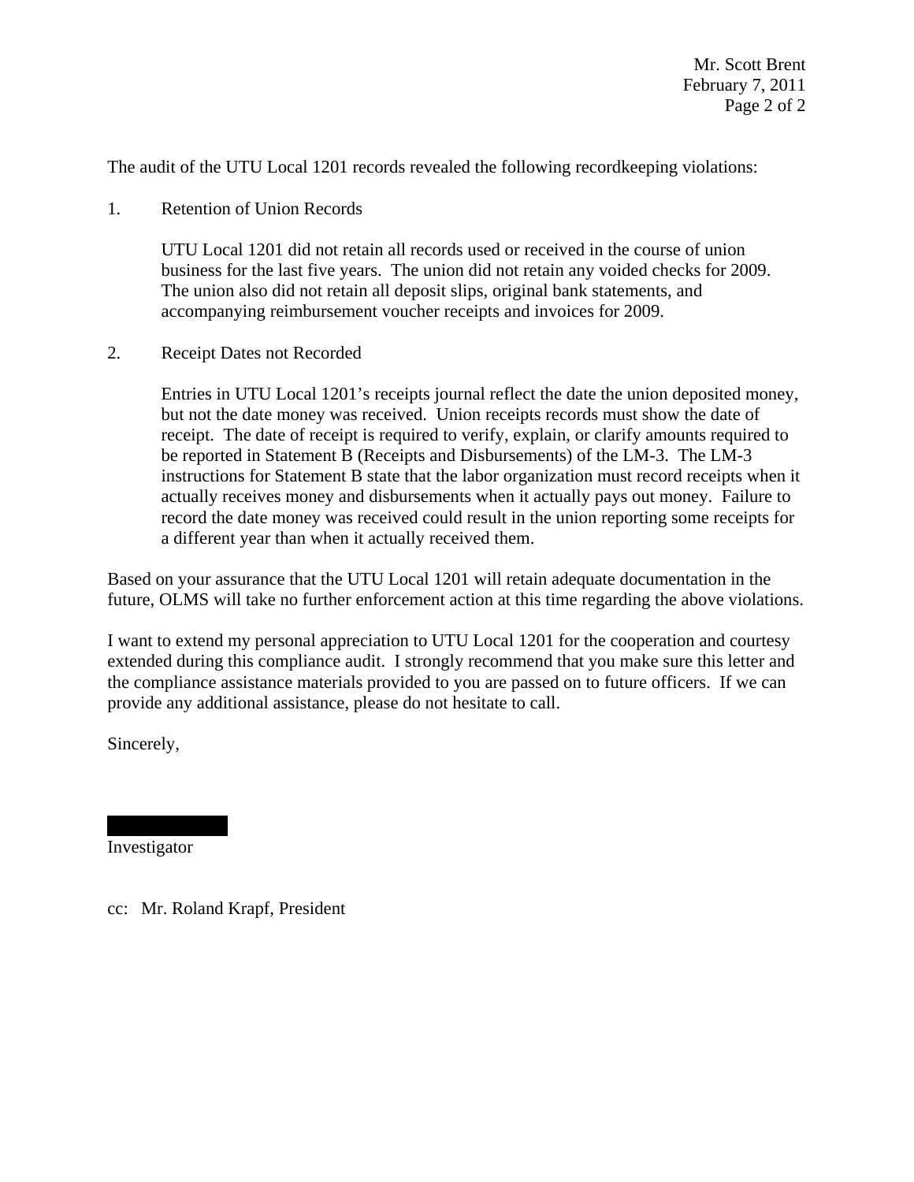The audit of the UTU Local 1201 records revealed the following recordkeeping violations:

1. Retention of Union Records

   UTU Local 1201 did not retain all records used or received in the course of union business for the last five years. The union did not retain any voided checks for 2009. The union also did not retain all deposit slips, original bank statements, and accompanying reimbursement voucher receipts and invoices for 2009.

2. Receipt Dates not Recorded

   Entries in UTU Local 1201's receipts journal reflect the date the union deposited money, but not the date money was received. Union receipts records must show the date of receipt. The date of receipt is required to verify, explain, or clarify amounts required to be reported in Statement B (Receipts and Disbursements) of the LM-3. The LM-3 instructions for Statement B state that the labor organization must record receipts when it actually receives money and disbursements when it actually pays out money. Failure to record the date money was received could result in the union reporting some receipts for a different year than when it actually received them.

Based on your assurance that the UTU Local 1201 will retain adequate documentation in the future, OLMS will take no further enforcement action at this time regarding the above violations.

I want to extend my personal appreciation to UTU Local 1201 for the cooperation and courtesy extended during this compliance audit. I strongly recommend that you make sure this letter and the compliance assistance materials provided to you are passed on to future officers. If we can provide any additional assistance, please do not hesitate to call.

Sincerely,

Investigator

cc: Mr. Roland Krapf, President